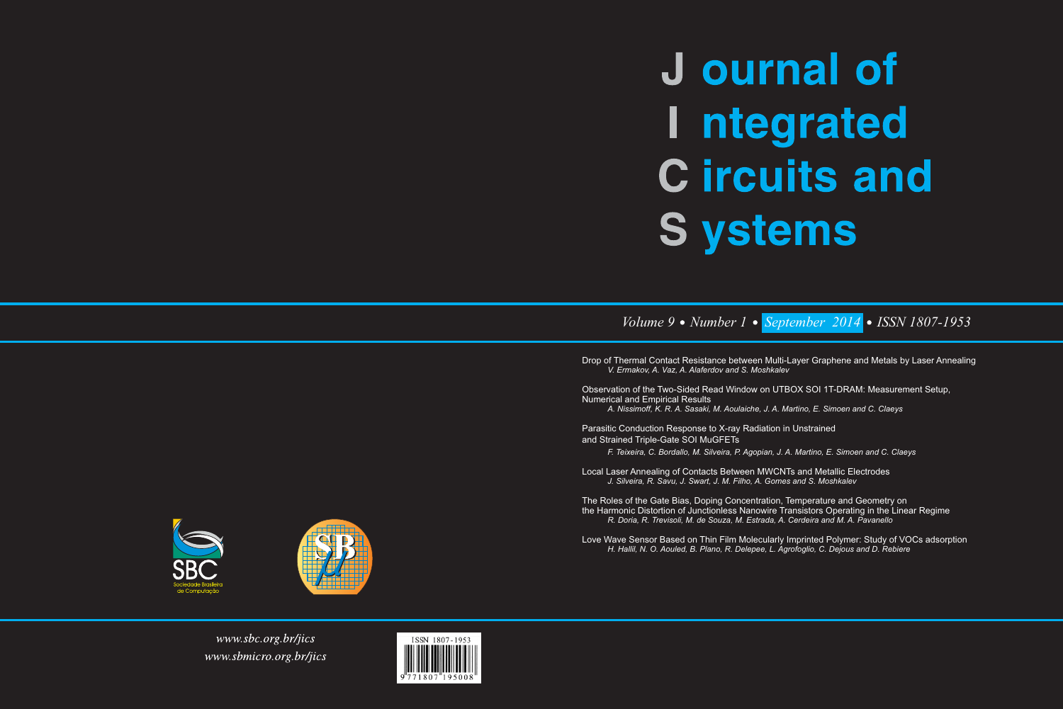# Journal of Integrated Circuits and Systems

*Volume 9 • Number 1 • September 2014 • ISSN 1807-1953*

Drop of Thermal Contact Resistance between Multi-Layer Graphene and Metals by Laser Annealing
*V. Ermakov, A. Vaz, A. Alaferdov and S. Moshkalev*

Observation of the Two-Sided Read Window on UTBOX SOI 1T-DRAM: Measurement Setup, Numerical and Empirical Results
*A. Nissimoff, K. R. A. Sasaki, M. Aoulaiche, J. A. Martino, E. Simoen and C. Claeys*

Parasitic Conduction Response to X-ray Radiation in Unstrained and Strained Triple-Gate SOI MuGFETs
*F. Teixeira, C. Bordallo, M. Silveira, P. Agopian, J. A. Martino, E. Simoen and C. Claeys*

Local Laser Annealing of Contacts Between MWCNTs and Metallic Electrodes
*J. Silveira, R. Savu, J. Swart, J. M. Filho, A. Gomes and S. Moshkalev*

The Roles of the Gate Bias, Doping Concentration, Temperature and Geometry on the Harmonic Distortion of Junctionless Nanowire Transistors Operating in the Linear Regime
*R. Doria, R. Trevisoli, M. de Souza, M. Estrada, A. Cerdeira and M. A. Pavanello*

Love Wave Sensor Based on Thin Film Molecularly Imprinted Polymer: Study of VOCs adsorption
*H. Hallil, N. O. Aouled, B. Plano, R. Delepee, L. Agrofoglio, C. Dejous and D. Rebiere*

SBC Sociedade Brasileira de Computação

*www.sbc.org.br/jics*
*www.sbmicro.org.br/jics*

ISSN 1807-1953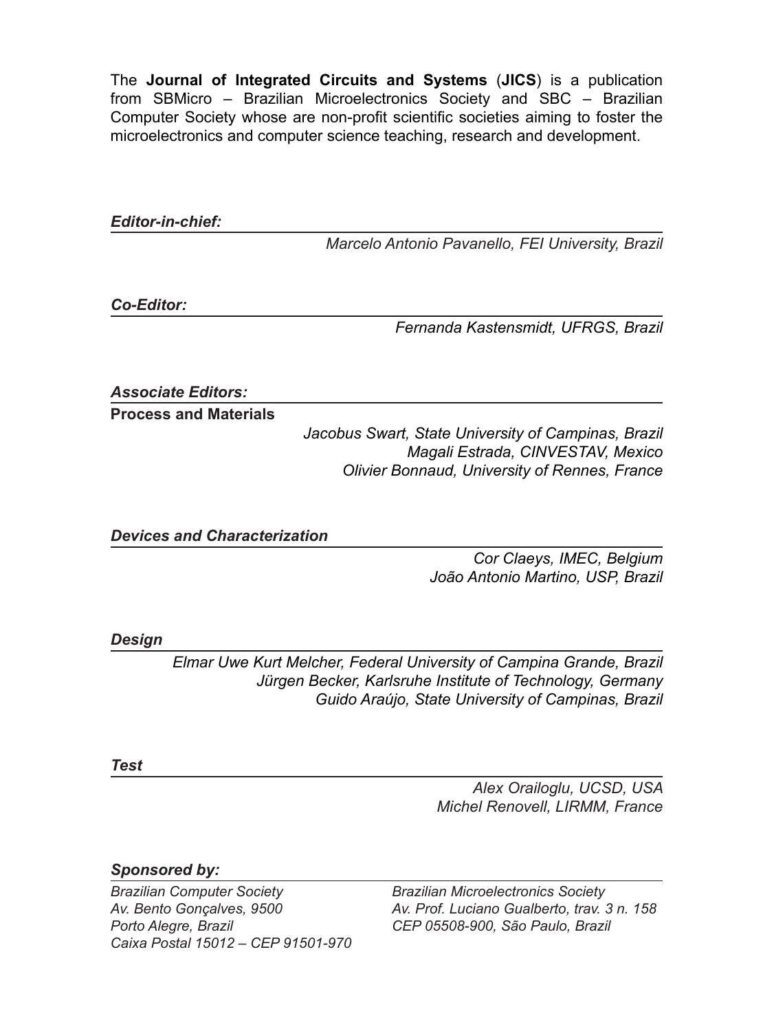The **Journal of Integrated Circuits and Systems** (**JICS**) is a publication from SBMicro – Brazilian Microelectronics Society and SBC – Brazilian Computer Society whose are non-profit scientific societies aiming to foster the microelectronics and computer science teaching, research and development.

***Editor-in-chief:***

*Marcelo Antonio Pavanello, FEI University, Brazil*

***Co-Editor:***

*Fernanda Kastensmidt, UFRGS, Brazil*

***Associate Editors:***

**Process and Materials**

*Jacobus Swart, State University of Campinas, Brazil*
*Magali Estrada, CINVESTAV, Mexico*
*Olivier Bonnaud, University of Rennes, France*

***Devices and Characterization***

*Cor Claeys, IMEC, Belgium*
*João Antonio Martino, USP, Brazil*

***Design***

*Elmar Uwe Kurt Melcher, Federal University of Campina Grande, Brazil*
*Jürgen Becker, Karlsruhe Institute of Technology, Germany*
*Guido Araújo, State University of Campinas, Brazil*

***Test***

*Alex Orailoglu, UCSD, USA*
*Michel Renovell, LIRMM, France*

***Sponsored by:***

*Brazilian Computer Society*
*Av. Bento Gonçalves, 9500*
*Porto Alegre, Brazil*
*Caixa Postal 15012 – CEP 91501-970*

*Brazilian Microelectronics Society*
*Av. Prof. Luciano Gualberto, trav. 3 n. 158*
*CEP 05508-900, São Paulo, Brazil*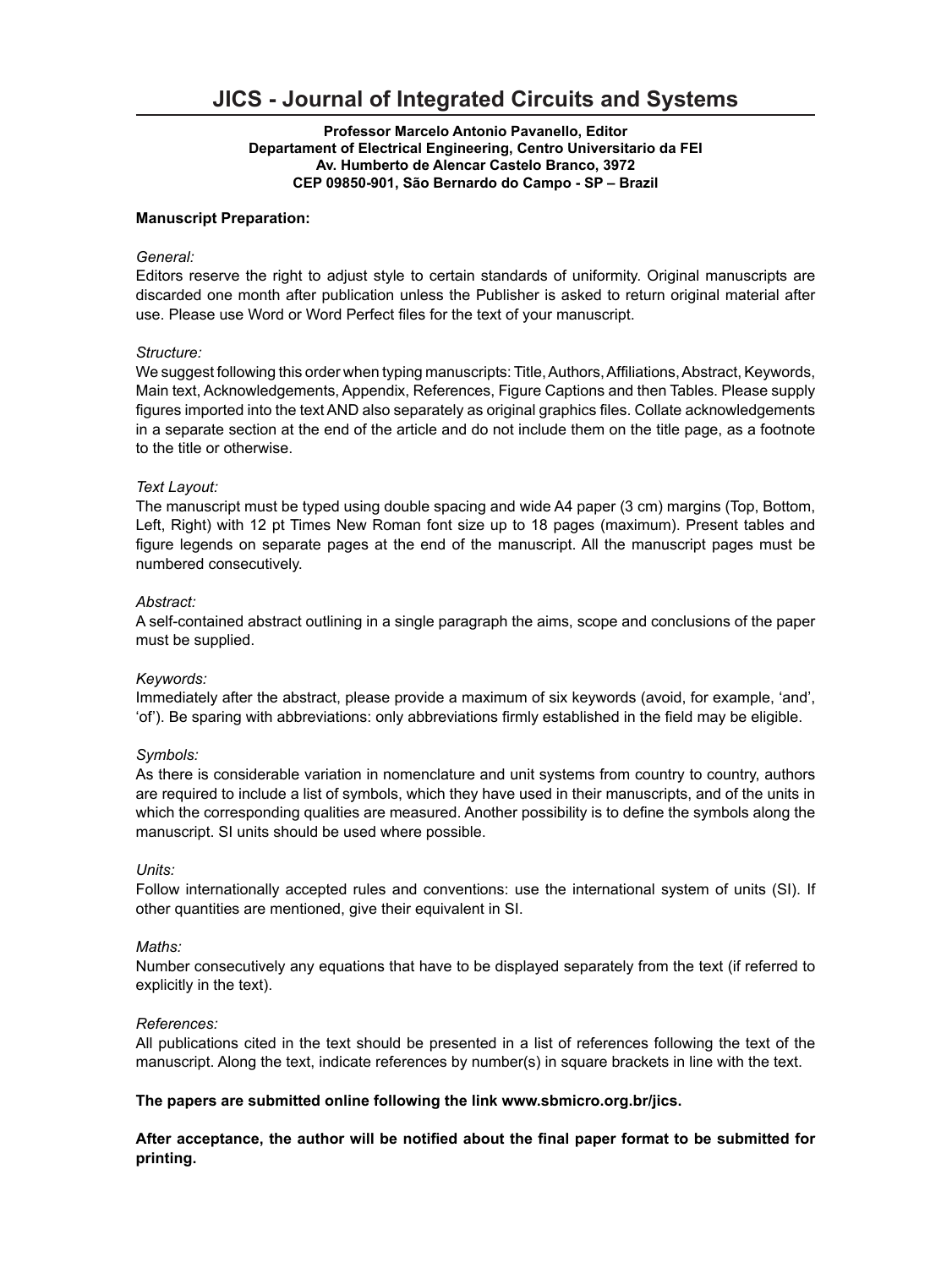# JICS - Journal of Integrated Circuits and Systems

**Professor Marcelo Antonio Pavanello, Editor**
**Departament of Electrical Engineering, Centro Universitario da FEI**
**Av. Humberto de Alencar Castelo Branco, 3972**
**CEP 09850-901, São Bernardo do Campo - SP – Brazil**

**Manuscript Preparation:**

*General:*
Editors reserve the right to adjust style to certain standards of uniformity. Original manuscripts are discarded one month after publication unless the Publisher is asked to return original material after use. Please use Word or Word Perfect files for the text of your manuscript.

*Structure:*
We suggest following this order when typing manuscripts: Title, Authors, Affiliations, Abstract, Keywords, Main text, Acknowledgements, Appendix, References, Figure Captions and then Tables. Please supply figures imported into the text AND also separately as original graphics files. Collate acknowledgements in a separate section at the end of the article and do not include them on the title page, as a footnote to the title or otherwise.

*Text Layout:*
The manuscript must be typed using double spacing and wide A4 paper (3 cm) margins (Top, Bottom, Left, Right) with 12 pt Times New Roman font size up to 18 pages (maximum). Present tables and figure legends on separate pages at the end of the manuscript. All the manuscript pages must be numbered consecutively.

*Abstract:*
A self-contained abstract outlining in a single paragraph the aims, scope and conclusions of the paper must be supplied.

*Keywords:*
Immediately after the abstract, please provide a maximum of six keywords (avoid, for example, 'and', 'of'). Be sparing with abbreviations: only abbreviations firmly established in the field may be eligible.

*Symbols:*
As there is considerable variation in nomenclature and unit systems from country to country, authors are required to include a list of symbols, which they have used in their manuscripts, and of the units in which the corresponding qualities are measured. Another possibility is to define the symbols along the manuscript. SI units should be used where possible.

*Units:*
Follow internationally accepted rules and conventions: use the international system of units (SI). If other quantities are mentioned, give their equivalent in SI.

*Maths:*
Number consecutively any equations that have to be displayed separately from the text (if referred to explicitly in the text).

*References:*
All publications cited in the text should be presented in a list of references following the text of the manuscript. Along the text, indicate references by number(s) in square brackets in line with the text.

**The papers are submitted online following the link www.sbmicro.org.br/jics.**

**After acceptance, the author will be notified about the final paper format to be submitted for printing.**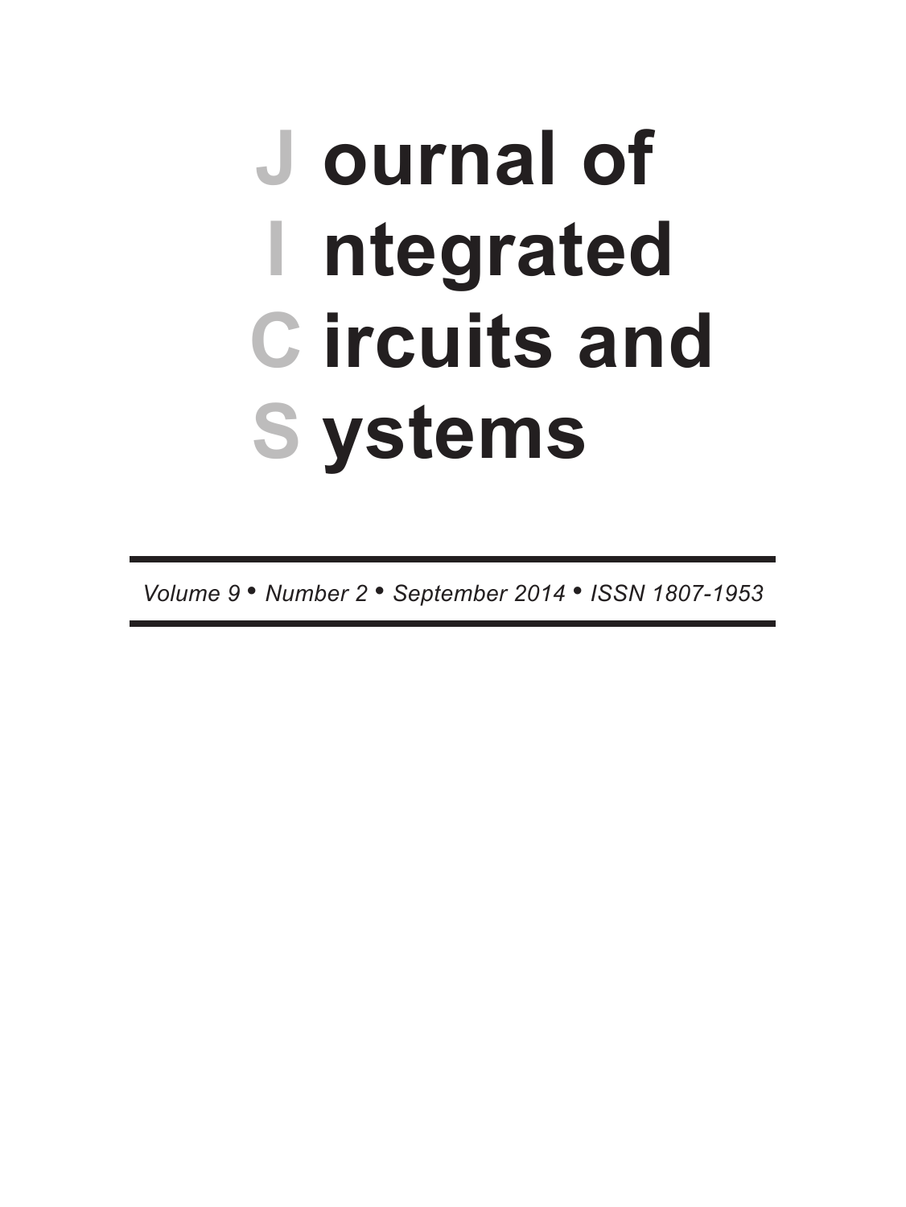# Journal of Integrated Circuits and Systems

*Volume 9 • Number 2 • September 2014 • ISSN 1807-1953*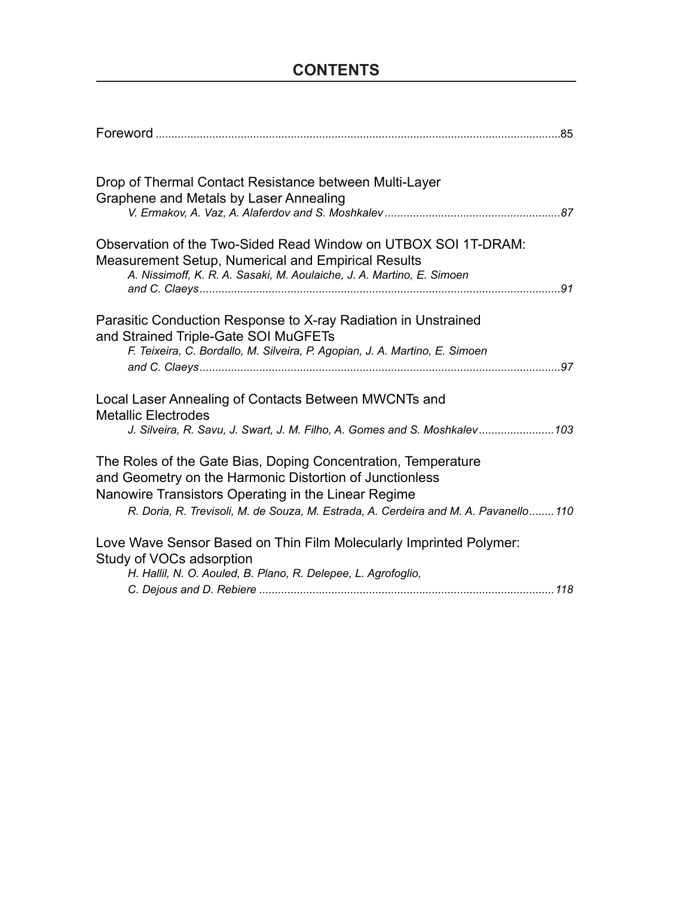# CONTENTS

Foreword ............................................................................................................................85

Drop of Thermal Contact Resistance between Multi-Layer Graphene and Metals by Laser Annealing
*V. Ermakov, A. Vaz, A. Alaferdov and S. Moshkalev........................................................87*

Observation of the Two-Sided Read Window on UTBOX SOI 1T-DRAM: Measurement Setup, Numerical and Empirical Results
*A. Nissimoff, K. R. A. Sasaki, M. Aoulaiche, J. A. Martino, E. Simoen and C. Claeys..................................................................................................................91*

Parasitic Conduction Response to X-ray Radiation in Unstrained and Strained Triple-Gate SOI MuGFETs
*F. Teixeira, C. Bordallo, M. Silveira, P. Agopian, J. A. Martino, E. Simoen and C. Claeys..................................................................................................................97*

Local Laser Annealing of Contacts Between MWCNTs and Metallic Electrodes
*J. Silveira, R. Savu, J. Swart, J. M. Filho, A. Gomes and S. Moshkalev........................103*

The Roles of the Gate Bias, Doping Concentration, Temperature and Geometry on the Harmonic Distortion of Junctionless Nanowire Transistors Operating in the Linear Regime
*R. Doria, R. Trevisoli, M. de Souza, M. Estrada, A. Cerdeira and M. A. Pavanello........110*

Love Wave Sensor Based on Thin Film Molecularly Imprinted Polymer: Study of VOCs adsorption
*H. Hallil, N. O. Aouled, B. Plano, R. Delepee, L. Agrofoglio, C. Dejous and D. Rebiere .............................................................................................118*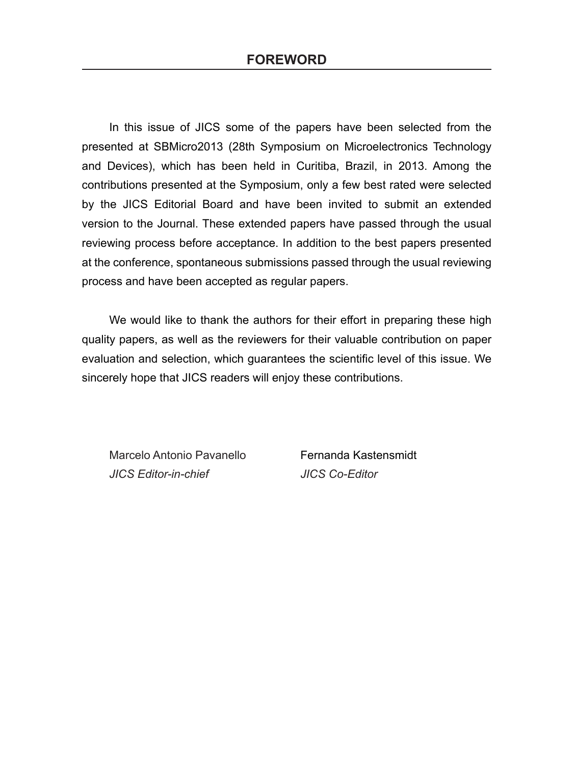# FOREWORD

In this issue of JICS some of the papers have been selected from the presented at SBMicro2013 (28th Symposium on Microelectronics Technology and Devices), which has been held in Curitiba, Brazil, in 2013. Among the contributions presented at the Symposium, only a few best rated were selected by the JICS Editorial Board and have been invited to submit an extended version to the Journal. These extended papers have passed through the usual reviewing process before acceptance. In addition to the best papers presented at the conference, spontaneous submissions passed through the usual reviewing process and have been accepted as regular papers.

We would like to thank the authors for their effort in preparing these high quality papers, as well as the reviewers for their valuable contribution on paper evaluation and selection, which guarantees the scientific level of this issue. We sincerely hope that JICS readers will enjoy these contributions.

Marcelo Antonio Pavanello
*JICS Editor-in-chief*

Fernanda Kastensmidt
*JICS Co-Editor*